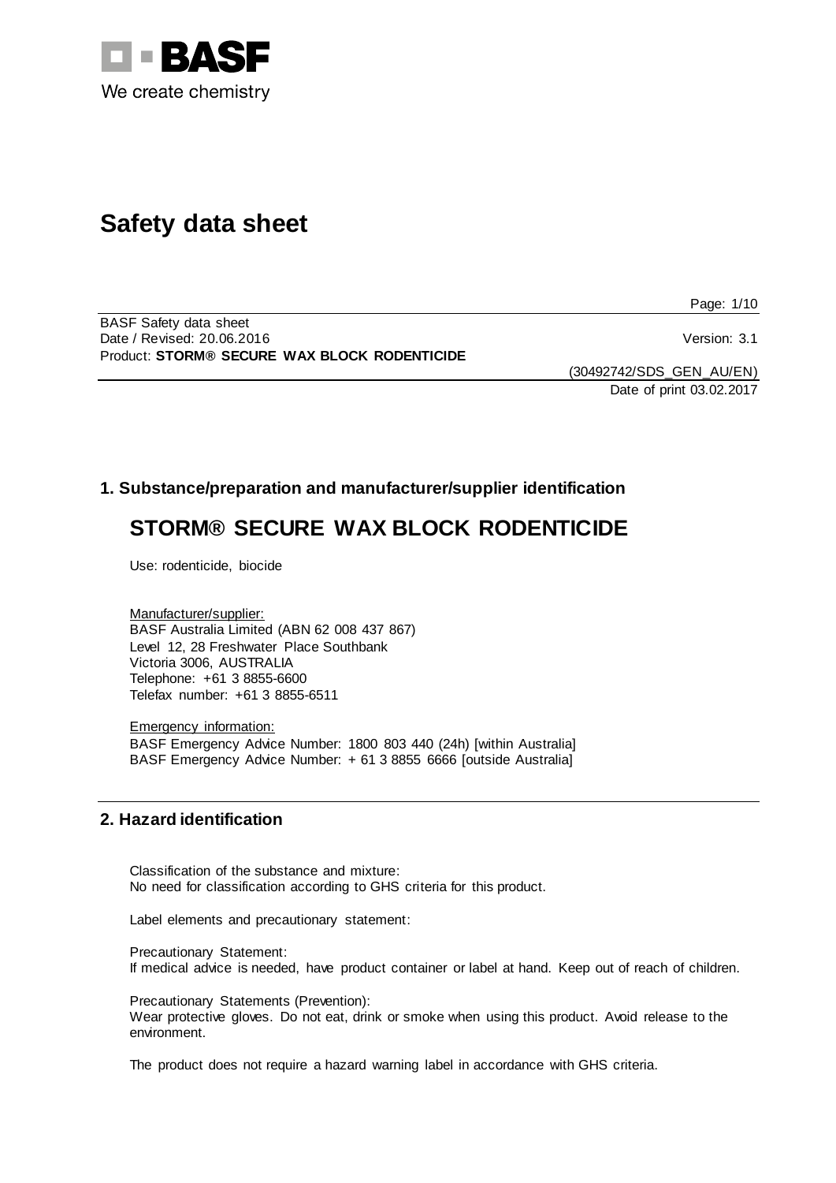# Safety data sheet

BASF Safety data sheet
Date / Revised: 20.06.2016
Version: 3.1
Product: **STORM® SECURE WAX BLOCK RODENTICIDE**

(30492742/SDS_GEN_AU/EN)
Date of print 03.02.2017

## 1. Substance/preparation and manufacturer/supplier identification

## STORM® SECURE WAX BLOCK RODENTICIDE

Use: rodenticide, biocide

Manufacturer/supplier:
BASF Australia Limited (ABN 62 008 437 867)
Level 12, 28 Freshwater Place Southbank
Victoria 3006, AUSTRALIA
Telephone: +61 3 8855-6600
Telefax number: +61 3 8855-6511

Emergency information:
BASF Emergency Advice Number: 1800 803 440 (24h) [within Australia]
BASF Emergency Advice Number: + 61 3 8855 6666 [outside Australia]

## 2. Hazard identification

Classification of the substance and mixture:
No need for classification according to GHS criteria for this product.

Label elements and precautionary statement:

Precautionary Statement:
If medical advice is needed, have product container or label at hand. Keep out of reach of children.

Precautionary Statements (Prevention):
Wear protective gloves. Do not eat, drink or smoke when using this product. Avoid release to the environment.

The product does not require a hazard warning label in accordance with GHS criteria.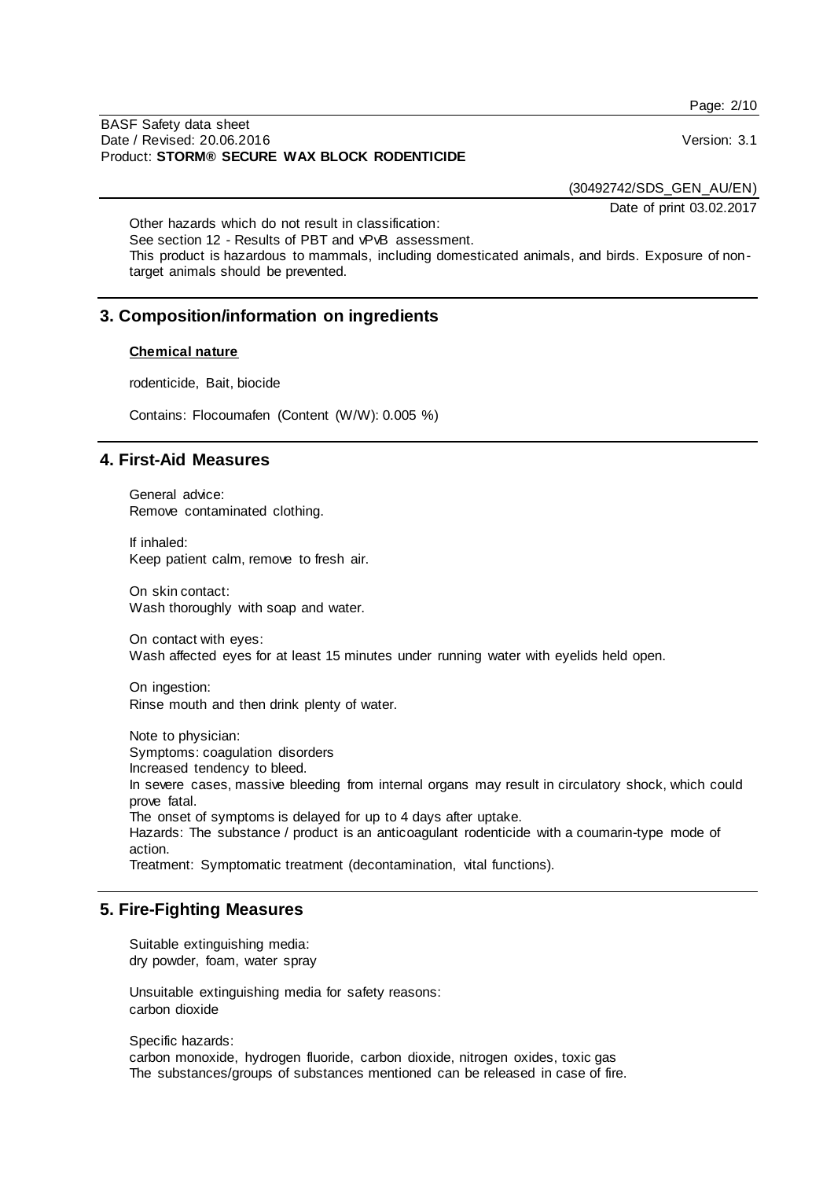Other hazards which do not result in classification:
See section 12 - Results of PBT and vPvB assessment.
This product is hazardous to mammals, including domesticated animals, and birds. Exposure of non-target animals should be prevented.

## 3. Composition/information on ingredients

**Chemical nature**

rodenticide, Bait, biocide

Contains: Flocoumafen (Content (W/W): 0.005 %)

## 4. First-Aid Measures

General advice:
Remove contaminated clothing.

If inhaled:
Keep patient calm, remove to fresh air.

On skin contact:
Wash thoroughly with soap and water.

On contact with eyes:
Wash affected eyes for at least 15 minutes under running water with eyelids held open.

On ingestion:
Rinse mouth and then drink plenty of water.

Note to physician:
Symptoms: coagulation disorders
Increased tendency to bleed.
In severe cases, massive bleeding from internal organs may result in circulatory shock, which could prove fatal.
The onset of symptoms is delayed for up to 4 days after uptake.
Hazards: The substance / product is an anticoagulant rodenticide with a coumarin-type mode of action.
Treatment: Symptomatic treatment (decontamination, vital functions).

## 5. Fire-Fighting Measures

Suitable extinguishing media:
dry powder, foam, water spray

Unsuitable extinguishing media for safety reasons:
carbon dioxide

Specific hazards:
carbon monoxide, hydrogen fluoride, carbon dioxide, nitrogen oxides, toxic gas
The substances/groups of substances mentioned can be released in case of fire.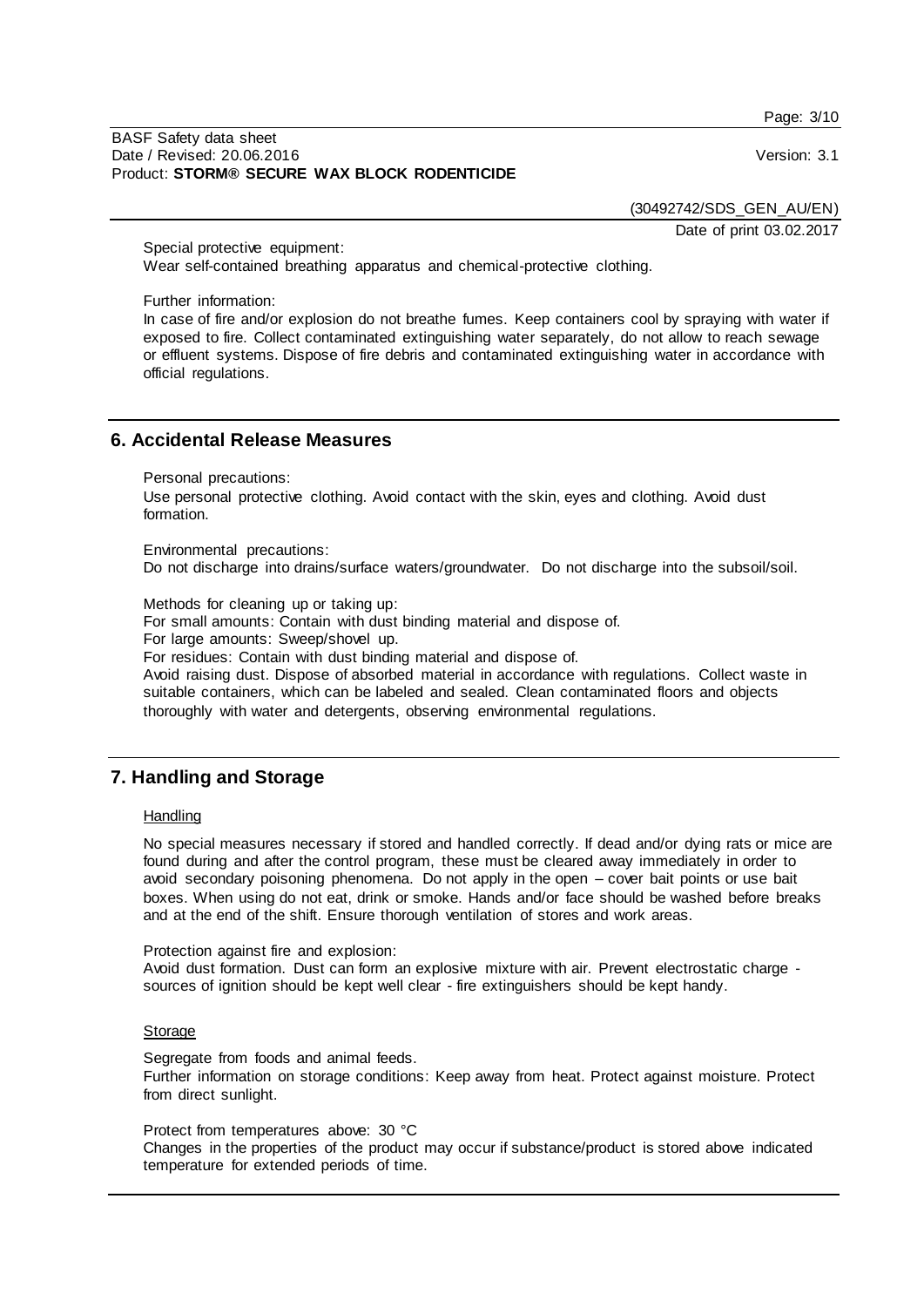Special protective equipment:
Wear self-contained breathing apparatus and chemical-protective clothing.

Further information:
In case of fire and/or explosion do not breathe fumes. Keep containers cool by spraying with water if exposed to fire. Collect contaminated extinguishing water separately, do not allow to reach sewage or effluent systems. Dispose of fire debris and contaminated extinguishing water in accordance with official regulations.

## 6. Accidental Release Measures

Personal precautions:
Use personal protective clothing. Avoid contact with the skin, eyes and clothing. Avoid dust formation.

Environmental precautions:
Do not discharge into drains/surface waters/groundwater. Do not discharge into the subsoil/soil.

Methods for cleaning up or taking up:
For small amounts: Contain with dust binding material and dispose of.
For large amounts: Sweep/shovel up.
For residues: Contain with dust binding material and dispose of.
Avoid raising dust. Dispose of absorbed material in accordance with regulations. Collect waste in suitable containers, which can be labeled and sealed. Clean contaminated floors and objects thoroughly with water and detergents, observing environmental regulations.

## 7. Handling and Storage

Handling

No special measures necessary if stored and handled correctly. If dead and/or dying rats or mice are found during and after the control program, these must be cleared away immediately in order to avoid secondary poisoning phenomena. Do not apply in the open – cover bait points or use bait boxes. When using do not eat, drink or smoke. Hands and/or face should be washed before breaks and at the end of the shift. Ensure thorough ventilation of stores and work areas.

Protection against fire and explosion:
Avoid dust formation. Dust can form an explosive mixture with air. Prevent electrostatic charge - sources of ignition should be kept well clear - fire extinguishers should be kept handy.

Storage

Segregate from foods and animal feeds.
Further information on storage conditions: Keep away from heat. Protect against moisture. Protect from direct sunlight.

Protect from temperatures above: 30 °C
Changes in the properties of the product may occur if substance/product is stored above indicated temperature for extended periods of time.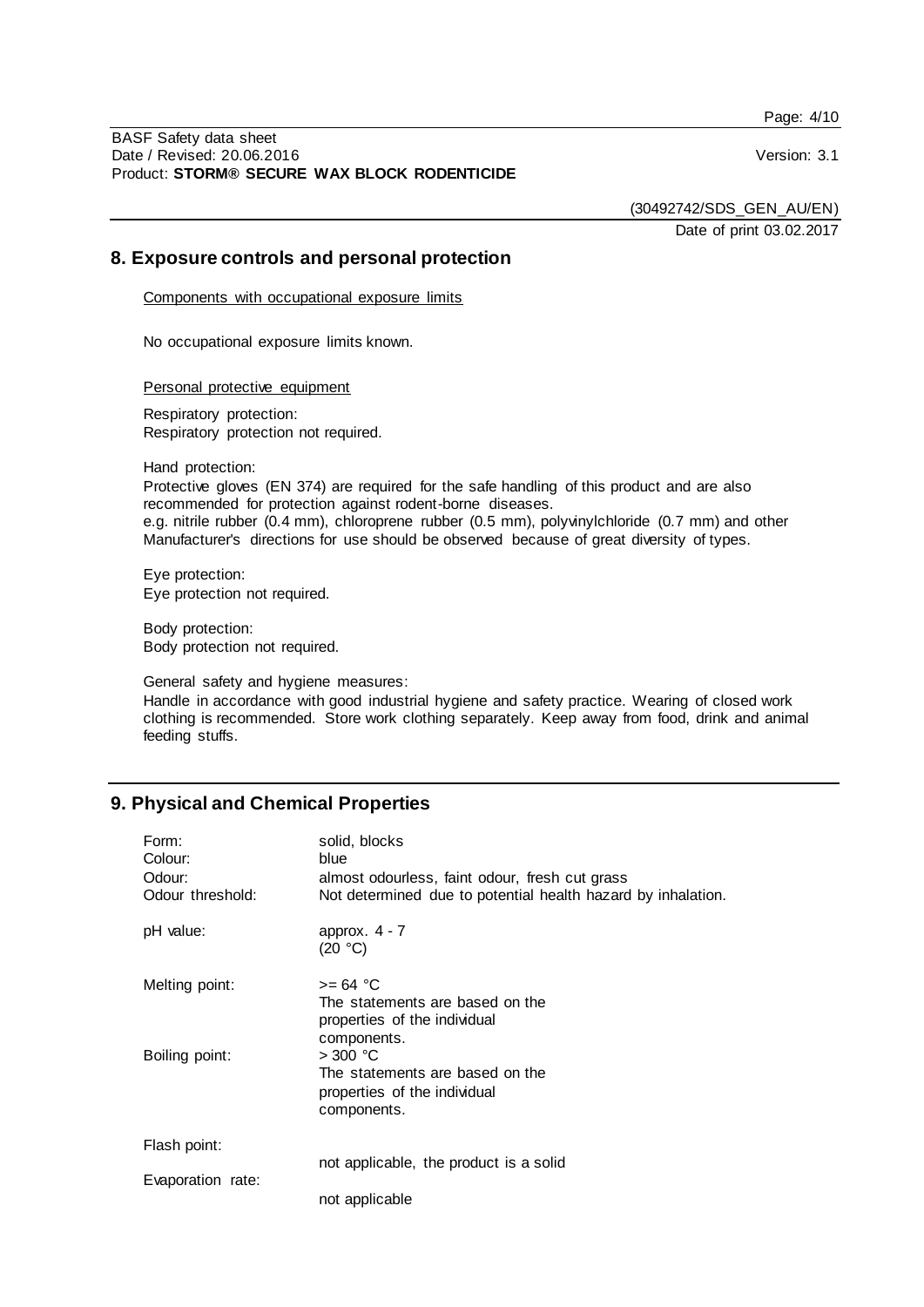## 8. Exposure controls and personal protection

Components with occupational exposure limits

No occupational exposure limits known.

Personal protective equipment

Respiratory protection:
Respiratory protection not required.

Hand protection:
Protective gloves (EN 374) are required for the safe handling of this product and are also recommended for protection against rodent-borne diseases.
e.g. nitrile rubber (0.4 mm), chloroprene rubber (0.5 mm), polyvinylchloride (0.7 mm) and other Manufacturer's directions for use should be observed because of great diversity of types.

Eye protection:
Eye protection not required.

Body protection:
Body protection not required.

General safety and hygiene measures:
Handle in accordance with good industrial hygiene and safety practice. Wearing of closed work clothing is recommended. Store work clothing separately. Keep away from food, drink and animal feeding stuffs.

## 9. Physical and Chemical Properties

| | |
|---|---|
| Form: | solid, blocks |
| Colour: | blue |
| Odour: | almost odourless, faint odour, fresh cut grass |
| Odour threshold: | Not determined due to potential health hazard by inhalation. |
| pH value: | approx. 4 - 7 (20 °C) |
| Melting point: | >= 64 °C The statements are based on the properties of the individual components. |
| Boiling point: | > 300 °C The statements are based on the properties of the individual components. |
| Flash point: | not applicable, the product is a solid |
| Evaporation rate: | not applicable |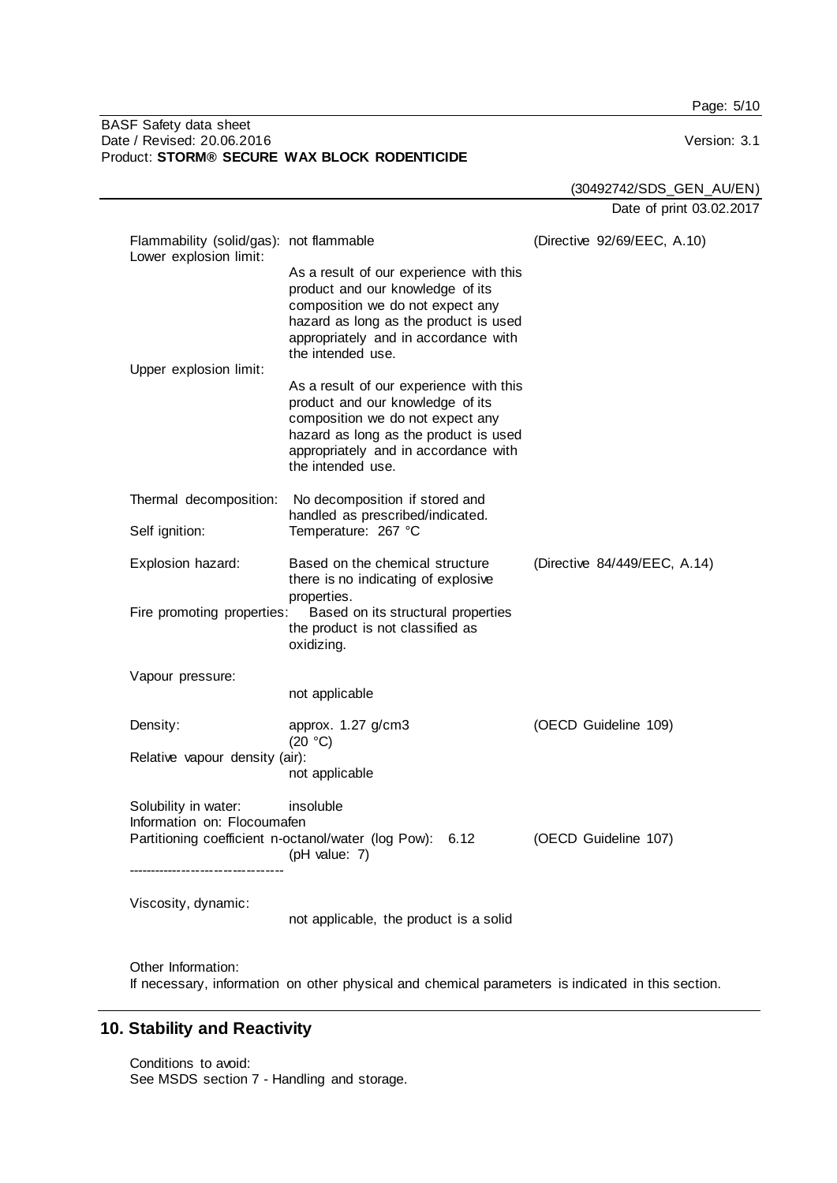| | | |
|---|---|---|
| Flammability (solid/gas): | not flammable | (Directive 92/69/EEC, A.10) |
| Lower explosion limit: | As a result of our experience with this product and our knowledge of its composition we do not expect any hazard as long as the product is used appropriately and in accordance with the intended use. | |
| Upper explosion limit: | As a result of our experience with this product and our knowledge of its composition we do not expect any hazard as long as the product is used appropriately and in accordance with the intended use. | |
| Thermal decomposition: | No decomposition if stored and handled as prescribed/indicated. | |
| Self ignition: | Temperature: 267 °C | |
| Explosion hazard: | Based on the chemical structure there is no indicating of explosive properties. | (Directive 84/449/EEC, A.14) |
| Fire promoting properties: | Based on its structural properties the product is not classified as oxidizing. | |
| Vapour pressure: | not applicable | |
| Density: | approx. 1.27 g/cm3 (20 °C) | (OECD Guideline 109) |
| Relative vapour density (air): | not applicable | |
| Solubility in water: | insoluble | |

Information on: Flocoumafen

| | | |
|---|---|---|
| Partitioning coefficient n-octanol/water (log Pow): | 6.12 (pH value: 7) | (OECD Guideline 107) |

----------------------------------

| | |
|---|---|
| Viscosity, dynamic: | not applicable, the product is a solid |

Other Information:
If necessary, information on other physical and chemical parameters is indicated in this section.

## 10. Stability and Reactivity

Conditions to avoid:
See MSDS section 7 - Handling and storage.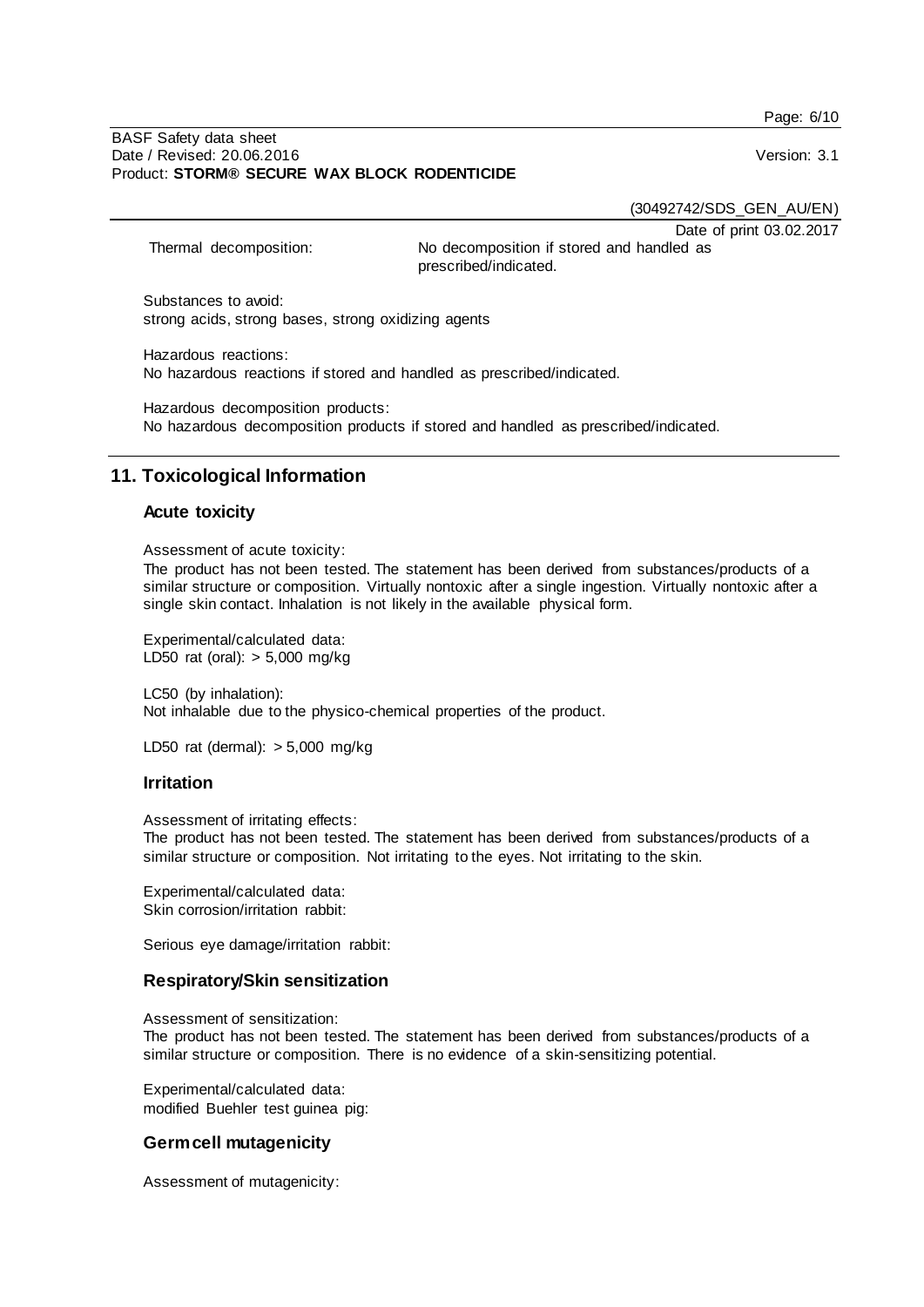Thermal decomposition: No decomposition if stored and handled as prescribed/indicated.

Substances to avoid:
strong acids, strong bases, strong oxidizing agents

Hazardous reactions:
No hazardous reactions if stored and handled as prescribed/indicated.

Hazardous decomposition products:
No hazardous decomposition products if stored and handled as prescribed/indicated.

## 11. Toxicological Information

### Acute toxicity

Assessment of acute toxicity:
The product has not been tested. The statement has been derived from substances/products of a similar structure or composition. Virtually nontoxic after a single ingestion. Virtually nontoxic after a single skin contact. Inhalation is not likely in the available physical form.

Experimental/calculated data:
LD50 rat (oral): > 5,000 mg/kg

LC50 (by inhalation):
Not inhalable due to the physico-chemical properties of the product.

LD50 rat (dermal): > 5,000 mg/kg

### Irritation

Assessment of irritating effects:
The product has not been tested. The statement has been derived from substances/products of a similar structure or composition. Not irritating to the eyes. Not irritating to the skin.

Experimental/calculated data:
Skin corrosion/irritation rabbit:

Serious eye damage/irritation rabbit:

### Respiratory/Skin sensitization

Assessment of sensitization:
The product has not been tested. The statement has been derived from substances/products of a similar structure or composition. There is no evidence of a skin-sensitizing potential.

Experimental/calculated data:
modified Buehler test guinea pig:

### Germ cell mutagenicity

Assessment of mutagenicity: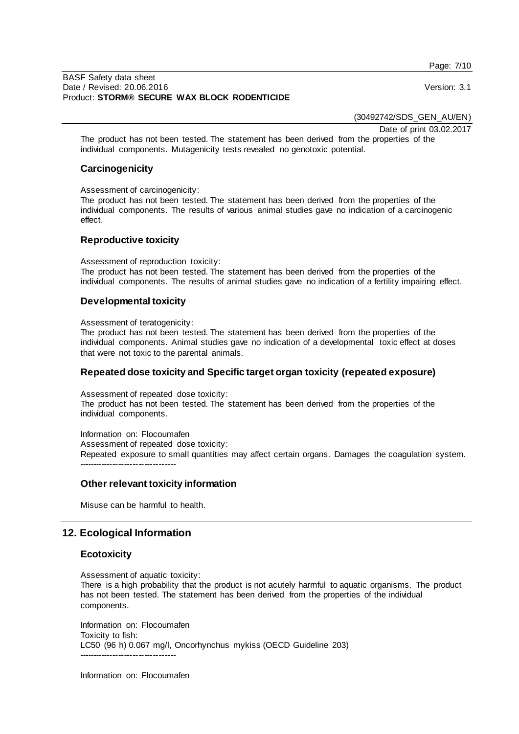The product has not been tested. The statement has been derived from the properties of the individual components. Mutagenicity tests revealed no genotoxic potential.

### Carcinogenicity

Assessment of carcinogenicity:
The product has not been tested. The statement has been derived from the properties of the individual components. The results of various animal studies gave no indication of a carcinogenic effect.

### Reproductive toxicity

Assessment of reproduction toxicity:
The product has not been tested. The statement has been derived from the properties of the individual components. The results of animal studies gave no indication of a fertility impairing effect.

### Developmental toxicity

Assessment of teratogenicity:
The product has not been tested. The statement has been derived from the properties of the individual components. Animal studies gave no indication of a developmental toxic effect at doses that were not toxic to the parental animals.

### Repeated dose toxicity and Specific target organ toxicity (repeated exposure)

Assessment of repeated dose toxicity:
The product has not been tested. The statement has been derived from the properties of the individual components.

Information on: Flocoumafen
Assessment of repeated dose toxicity:
Repeated exposure to small quantities may affect certain organs. Damages the coagulation system.
----------------------------------

### Other relevant toxicity information

Misuse can be harmful to health.

## 12. Ecological Information

### Ecotoxicity

Assessment of aquatic toxicity:
There is a high probability that the product is not acutely harmful to aquatic organisms. The product has not been tested. The statement has been derived from the properties of the individual components.

Information on: Flocoumafen
Toxicity to fish:
LC50 (96 h) 0.067 mg/l, Oncorhynchus mykiss (OECD Guideline 203)
----------------------------------

Information on: Flocoumafen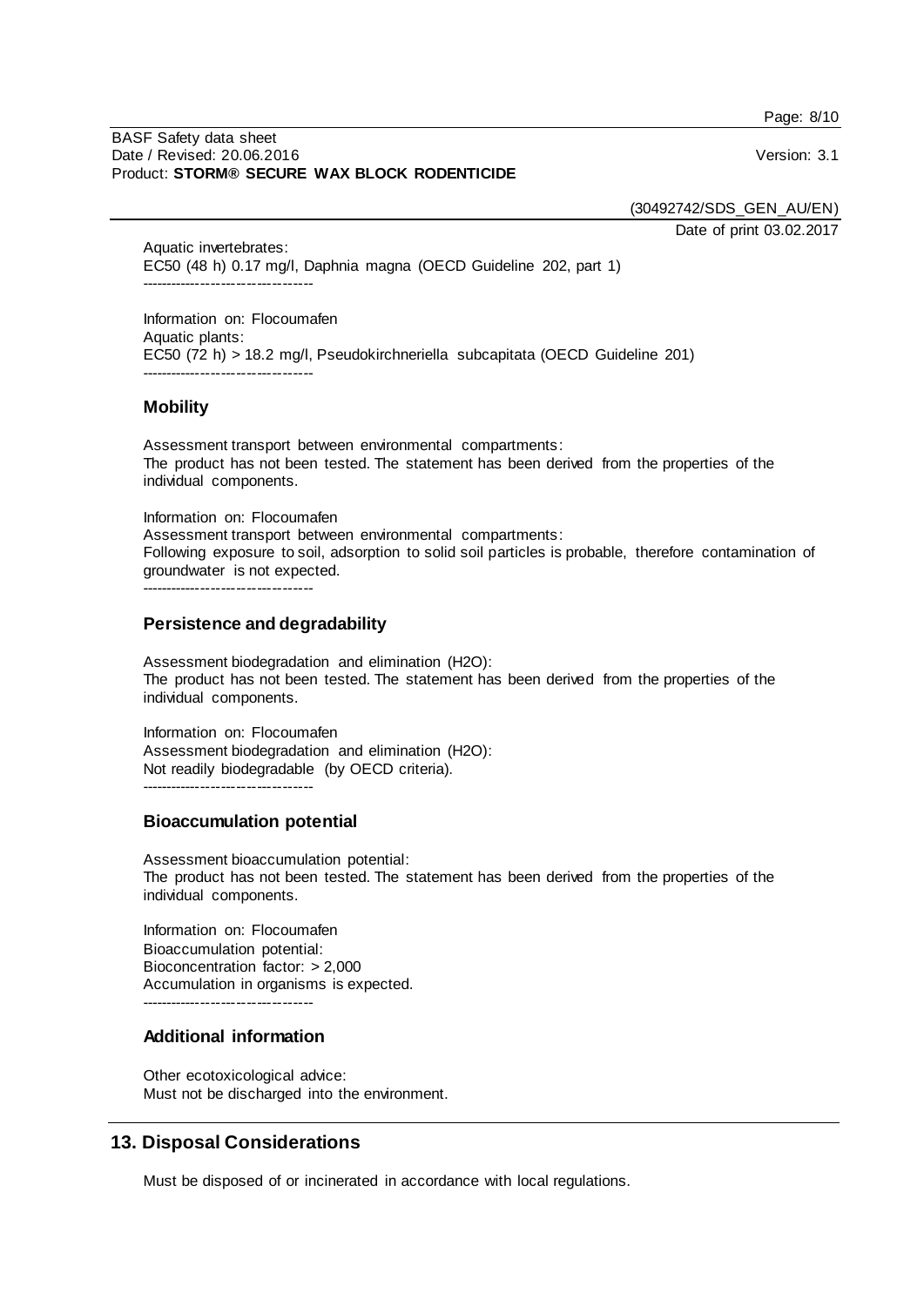Aquatic invertebrates:
EC50 (48 h) 0.17 mg/l, Daphnia magna (OECD Guideline 202, part 1)

----------------------------------

Information on: Flocoumafen
Aquatic plants:
EC50 (72 h) > 18.2 mg/l, Pseudokirchneriella subcapitata (OECD Guideline 201)

----------------------------------

### Mobility

Assessment transport between environmental compartments:
The product has not been tested. The statement has been derived from the properties of the individual components.

Information on: Flocoumafen
Assessment transport between environmental compartments:
Following exposure to soil, adsorption to solid soil particles is probable, therefore contamination of groundwater is not expected.

----------------------------------

### Persistence and degradability

Assessment biodegradation and elimination ($H_2O$):
The product has not been tested. The statement has been derived from the properties of the individual components.

Information on: Flocoumafen
Assessment biodegradation and elimination ($H_2O$):
Not readily biodegradable (by OECD criteria).

----------------------------------

### Bioaccumulation potential

Assessment bioaccumulation potential:
The product has not been tested. The statement has been derived from the properties of the individual components.

Information on: Flocoumafen
Bioaccumulation potential:
Bioconcentration factor: > 2,000
Accumulation in organisms is expected.

----------------------------------

### Additional information

Other ecotoxicological advice:
Must not be discharged into the environment.

## 13. Disposal Considerations

Must be disposed of or incinerated in accordance with local regulations.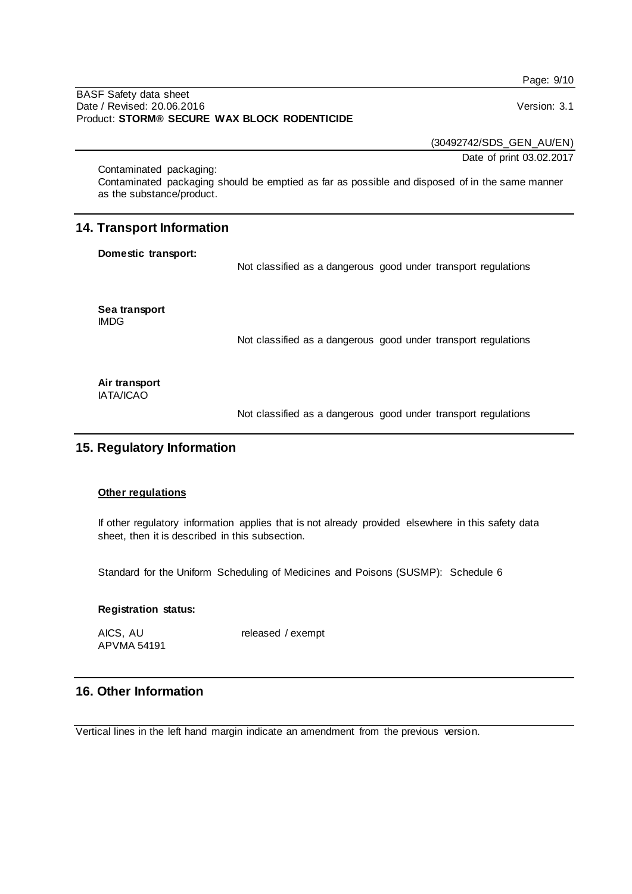Contaminated packaging:
Contaminated packaging should be emptied as far as possible and disposed of in the same manner as the substance/product.

## 14. Transport Information

**Domestic transport:**

Not classified as a dangerous good under transport regulations

**Sea transport**
IMDG

Not classified as a dangerous good under transport regulations

**Air transport**
IATA/ICAO

Not classified as a dangerous good under transport regulations

## 15. Regulatory Information

**Other regulations**

If other regulatory information applies that is not already provided elsewhere in this safety data sheet, then it is described in this subsection.

Standard for the Uniform Scheduling of Medicines and Poisons (SUSMP): Schedule 6

**Registration status:**

| | |
|---|---|
| AICS, AU | released / exempt |
| APVMA 54191 | |

## 16. Other Information

Vertical lines in the left hand margin indicate an amendment from the previous version.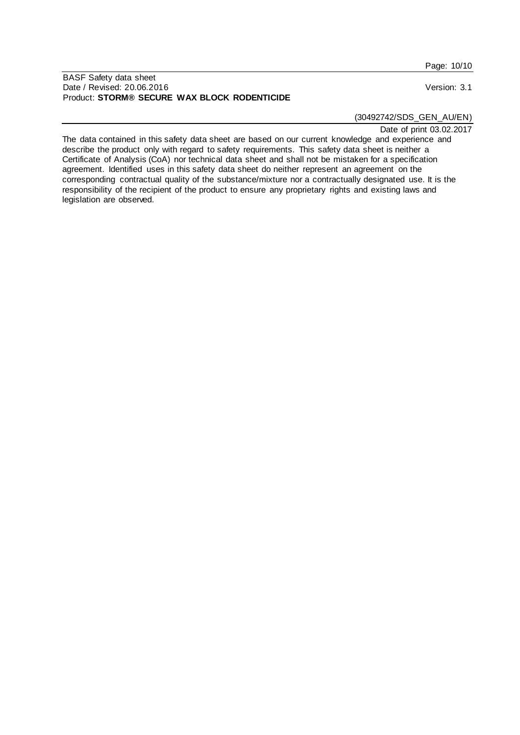The data contained in this safety data sheet are based on our current knowledge and experience and describe the product only with regard to safety requirements. This safety data sheet is neither a Certificate of Analysis (CoA) nor technical data sheet and shall not be mistaken for a specification agreement. Identified uses in this safety data sheet do neither represent an agreement on the corresponding contractual quality of the substance/mixture nor a contractually designated use. It is the responsibility of the recipient of the product to ensure any proprietary rights and existing laws and legislation are observed.